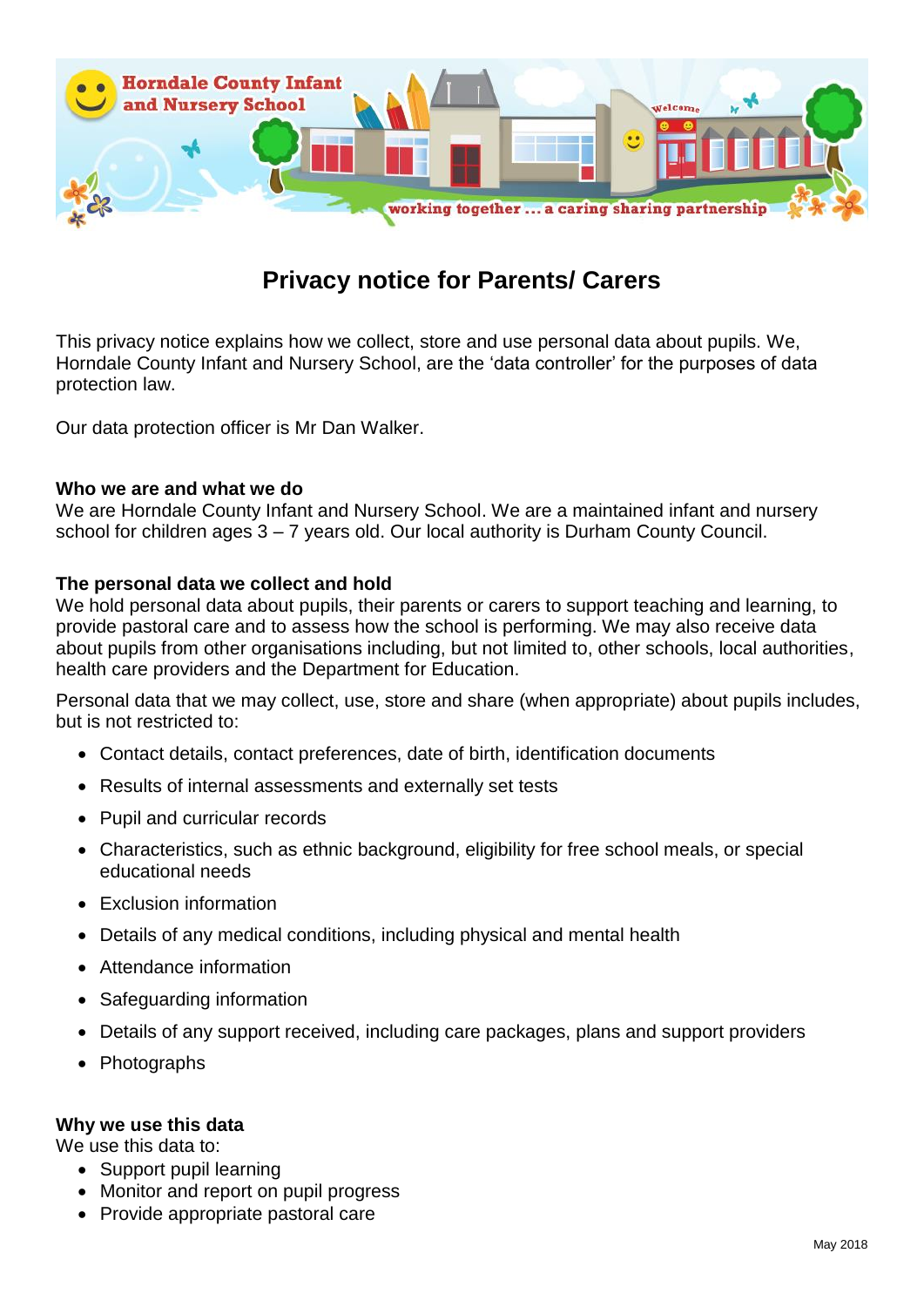Horndale County Infant and Nursery School

working together ... a caring sharing partnership

# Privacy notice for Parents/ Carers

This privacy notice explains how we collect, store and use personal data about pupils. We, Horndale County Infant and Nursery School, are the 'data controller' for the purposes of data protection law.

Our data protection officer is Mr Dan Walker.

**Who we are and what we do**
We are Horndale County Infant and Nursery School. We are a maintained infant and nursery school for children ages 3 – 7 years old. Our local authority is Durham County Council.

**The personal data we collect and hold**
We hold personal data about pupils, their parents or carers to support teaching and learning, to provide pastoral care and to assess how the school is performing. We may also receive data about pupils from other organisations including, but not limited to, other schools, local authorities, health care providers and the Department for Education.

Personal data that we may collect, use, store and share (when appropriate) about pupils includes, but is not restricted to:

- Contact details, contact preferences, date of birth, identification documents
- Results of internal assessments and externally set tests
- Pupil and curricular records
- Characteristics, such as ethnic background, eligibility for free school meals, or special educational needs
- Exclusion information
- Details of any medical conditions, including physical and mental health
- Attendance information
- Safeguarding information
- Details of any support received, including care packages, plans and support providers
- Photographs

**Why we use this data**
We use this data to:

- Support pupil learning
- Monitor and report on pupil progress
- Provide appropriate pastoral care

May 2018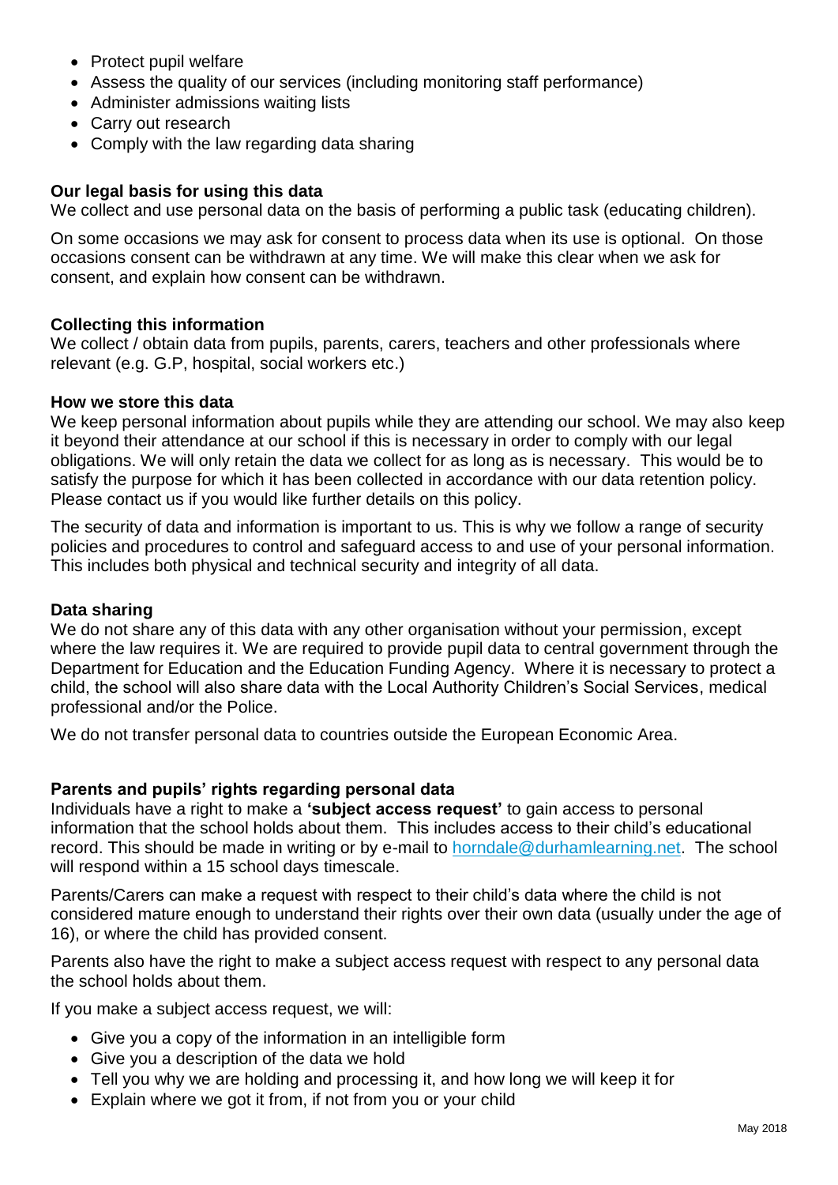- Protect pupil welfare
- Assess the quality of our services (including monitoring staff performance)
- Administer admissions waiting lists
- Carry out research
- Comply with the law regarding data sharing

**Our legal basis for using this data**

We collect and use personal data on the basis of performing a public task (educating children).

On some occasions we may ask for consent to process data when its use is optional. On those occasions consent can be withdrawn at any time. We will make this clear when we ask for consent, and explain how consent can be withdrawn.

**Collecting this information**

We collect / obtain data from pupils, parents, carers, teachers and other professionals where relevant (e.g. G.P, hospital, social workers etc.)

**How we store this data**

We keep personal information about pupils while they are attending our school. We may also keep it beyond their attendance at our school if this is necessary in order to comply with our legal obligations. We will only retain the data we collect for as long as is necessary. This would be to satisfy the purpose for which it has been collected in accordance with our data retention policy. Please contact us if you would like further details on this policy.

The security of data and information is important to us. This is why we follow a range of security policies and procedures to control and safeguard access to and use of your personal information. This includes both physical and technical security and integrity of all data.

**Data sharing**

We do not share any of this data with any other organisation without your permission, except where the law requires it. We are required to provide pupil data to central government through the Department for Education and the Education Funding Agency. Where it is necessary to protect a child, the school will also share data with the Local Authority Children's Social Services, medical professional and/or the Police.

We do not transfer personal data to countries outside the European Economic Area.

**Parents and pupils' rights regarding personal data**

Individuals have a right to make a **'subject access request'** to gain access to personal information that the school holds about them. This includes access to their child's educational record. This should be made in writing or by e-mail to horndale@durhamlearning.net. The school will respond within a 15 school days timescale.

Parents/Carers can make a request with respect to their child's data where the child is not considered mature enough to understand their rights over their own data (usually under the age of 16), or where the child has provided consent.

Parents also have the right to make a subject access request with respect to any personal data the school holds about them.

If you make a subject access request, we will:

- Give you a copy of the information in an intelligible form
- Give you a description of the data we hold
- Tell you why we are holding and processing it, and how long we will keep it for
- Explain where we got it from, if not from you or your child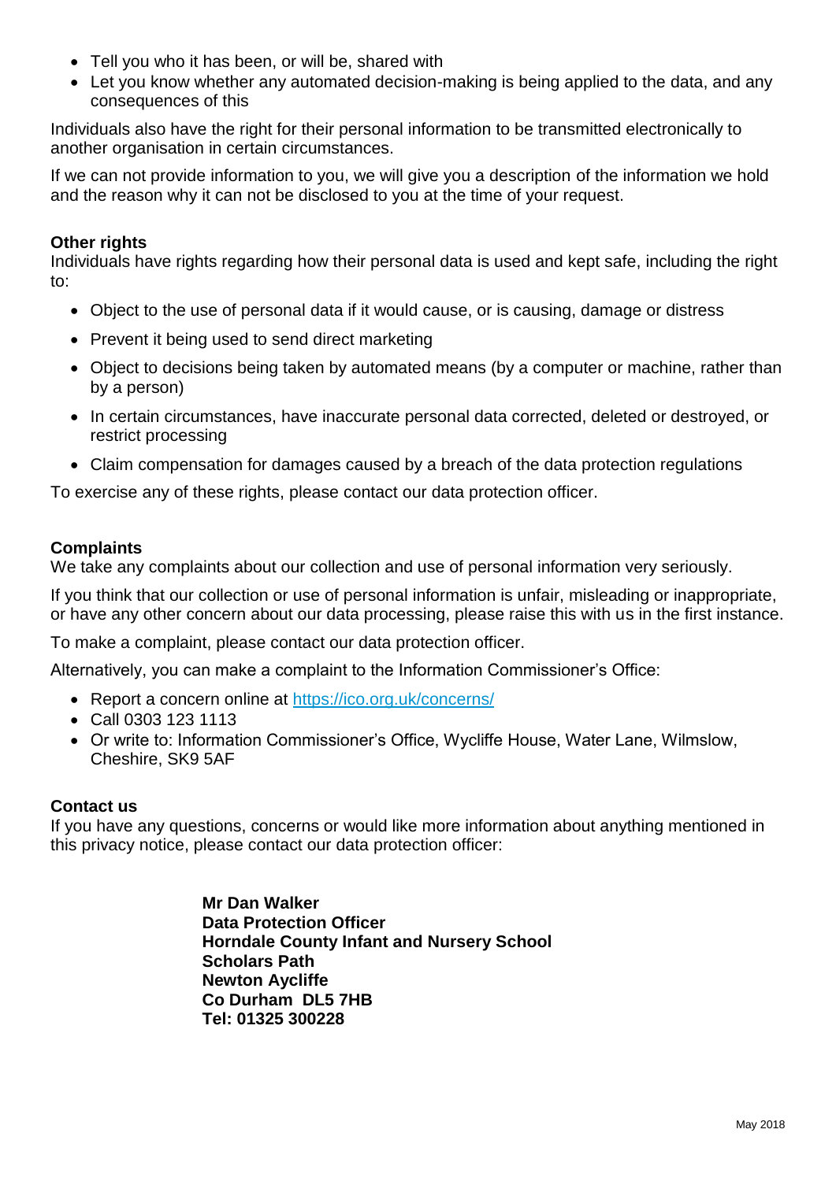- Tell you who it has been, or will be, shared with
- Let you know whether any automated decision-making is being applied to the data, and any consequences of this

Individuals also have the right for their personal information to be transmitted electronically to another organisation in certain circumstances.

If we can not provide information to you, we will give you a description of the information we hold and the reason why it can not be disclosed to you at the time of your request.

**Other rights**

Individuals have rights regarding how their personal data is used and kept safe, including the right to:

- Object to the use of personal data if it would cause, or is causing, damage or distress
- Prevent it being used to send direct marketing
- Object to decisions being taken by automated means (by a computer or machine, rather than by a person)
- In certain circumstances, have inaccurate personal data corrected, deleted or destroyed, or restrict processing
- Claim compensation for damages caused by a breach of the data protection regulations

To exercise any of these rights, please contact our data protection officer.

**Complaints**

We take any complaints about our collection and use of personal information very seriously.

If you think that our collection or use of personal information is unfair, misleading or inappropriate, or have any other concern about our data processing, please raise this with us in the first instance.

To make a complaint, please contact our data protection officer.

Alternatively, you can make a complaint to the Information Commissioner's Office:

- Report a concern online at https://ico.org.uk/concerns/
- Call 0303 123 1113
- Or write to: Information Commissioner's Office, Wycliffe House, Water Lane, Wilmslow, Cheshire, SK9 5AF

**Contact us**

If you have any questions, concerns or would like more information about anything mentioned in this privacy notice, please contact our data protection officer:

**Mr Dan Walker**
**Data Protection Officer**
**Horndale County Infant and Nursery School**
**Scholars Path**
**Newton Aycliffe**
**Co Durham DL5 7HB**
**Tel: 01325 300228**

May 2018